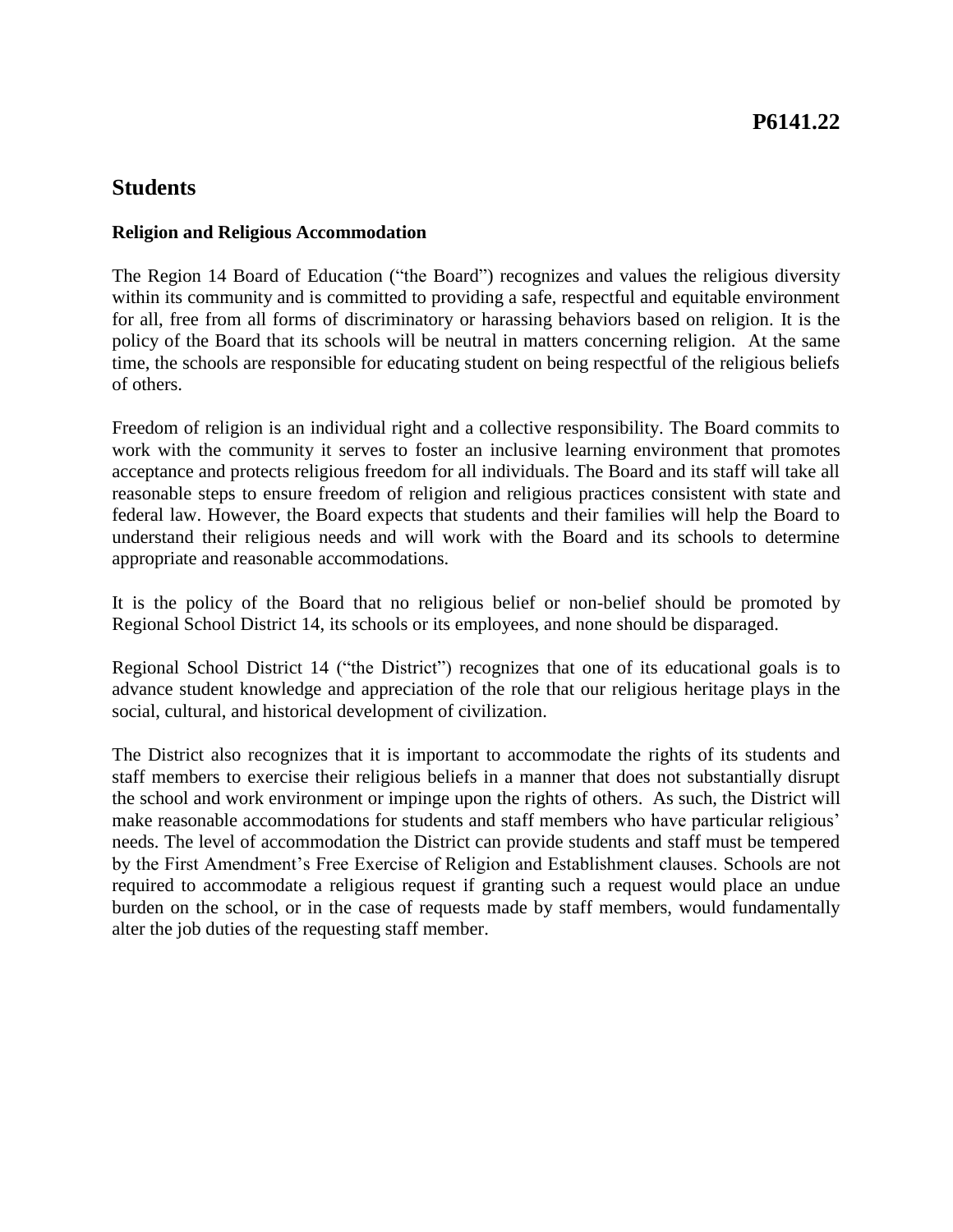**P6141.22**

# Students

### Religion and Religious Accommodation

The Region 14 Board of Education ("the Board") recognizes and values the religious diversity within its community and is committed to providing a safe, respectful and equitable environment for all, free from all forms of discriminatory or harassing behaviors based on religion. It is the policy of the Board that its schools will be neutral in matters concerning religion. At the same time, the schools are responsible for educating student on being respectful of the religious beliefs of others.

Freedom of religion is an individual right and a collective responsibility. The Board commits to work with the community it serves to foster an inclusive learning environment that promotes acceptance and protects religious freedom for all individuals. The Board and its staff will take all reasonable steps to ensure freedom of religion and religious practices consistent with state and federal law. However, the Board expects that students and their families will help the Board to understand their religious needs and will work with the Board and its schools to determine appropriate and reasonable accommodations.

It is the policy of the Board that no religious belief or non-belief should be promoted by Regional School District 14, its schools or its employees, and none should be disparaged.

Regional School District 14 ("the District") recognizes that one of its educational goals is to advance student knowledge and appreciation of the role that our religious heritage plays in the social, cultural, and historical development of civilization.

The District also recognizes that it is important to accommodate the rights of its students and staff members to exercise their religious beliefs in a manner that does not substantially disrupt the school and work environment or impinge upon the rights of others. As such, the District will make reasonable accommodations for students and staff members who have particular religious' needs. The level of accommodation the District can provide students and staff must be tempered by the First Amendment's Free Exercise of Religion and Establishment clauses. Schools are not required to accommodate a religious request if granting such a request would place an undue burden on the school, or in the case of requests made by staff members, would fundamentally alter the job duties of the requesting staff member.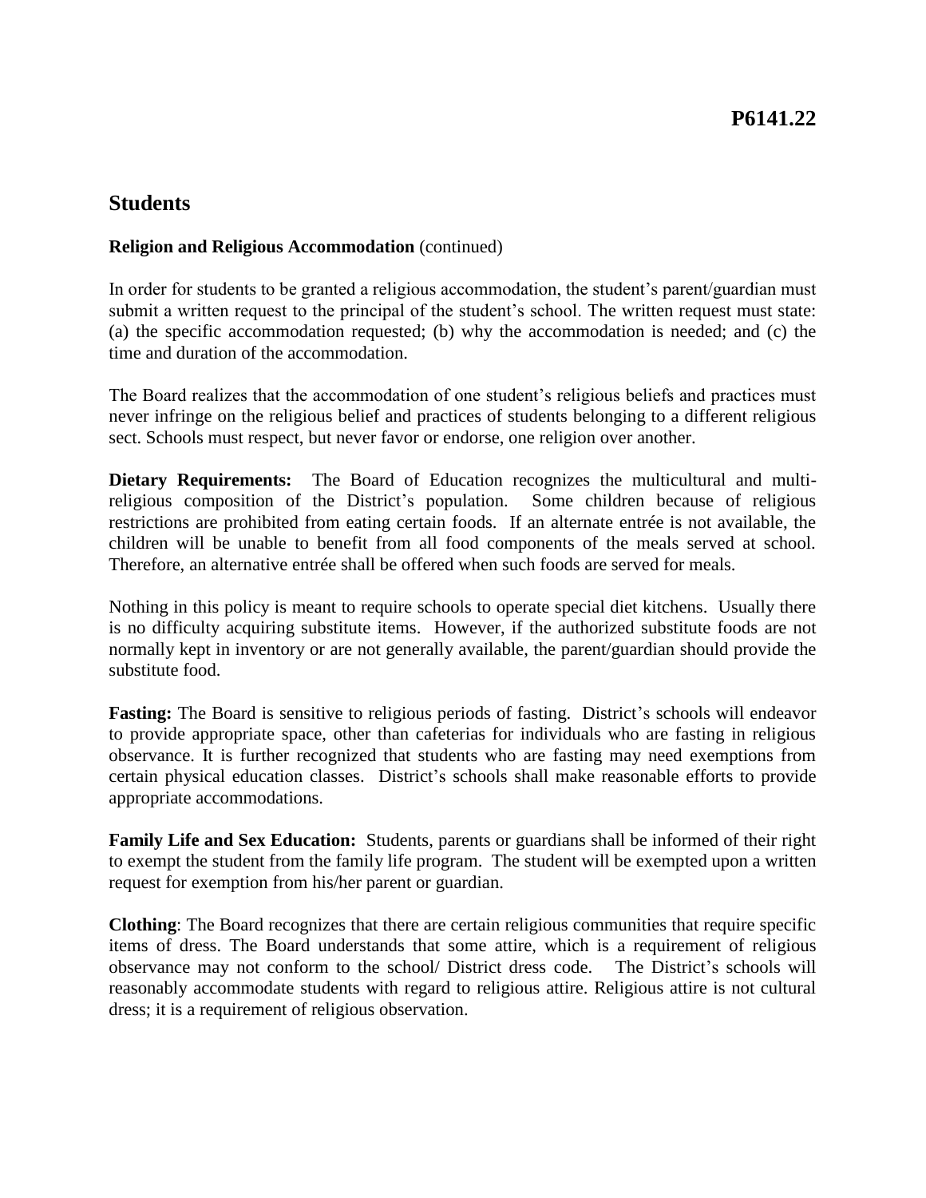# Students

**Religion and Religious Accommodation** (continued)

In order for students to be granted a religious accommodation, the student's parent/guardian must submit a written request to the principal of the student's school. The written request must state: (a) the specific accommodation requested; (b) why the accommodation is needed; and (c) the time and duration of the accommodation.

The Board realizes that the accommodation of one student's religious beliefs and practices must never infringe on the religious belief and practices of students belonging to a different religious sect. Schools must respect, but never favor or endorse, one religion over another.

**Dietary Requirements:** The Board of Education recognizes the multicultural and multi-religious composition of the District's population. Some children because of religious restrictions are prohibited from eating certain foods. If an alternate entrée is not available, the children will be unable to benefit from all food components of the meals served at school. Therefore, an alternative entrée shall be offered when such foods are served for meals.

Nothing in this policy is meant to require schools to operate special diet kitchens. Usually there is no difficulty acquiring substitute items. However, if the authorized substitute foods are not normally kept in inventory or are not generally available, the parent/guardian should provide the substitute food.

**Fasting:** The Board is sensitive to religious periods of fasting. District's schools will endeavor to provide appropriate space, other than cafeterias for individuals who are fasting in religious observance. It is further recognized that students who are fasting may need exemptions from certain physical education classes. District's schools shall make reasonable efforts to provide appropriate accommodations.

**Family Life and Sex Education:** Students, parents or guardians shall be informed of their right to exempt the student from the family life program. The student will be exempted upon a written request for exemption from his/her parent or guardian.

**Clothing**: The Board recognizes that there are certain religious communities that require specific items of dress. The Board understands that some attire, which is a requirement of religious observance may not conform to the school/ District dress code. The District's schools will reasonably accommodate students with regard to religious attire. Religious attire is not cultural dress; it is a requirement of religious observation.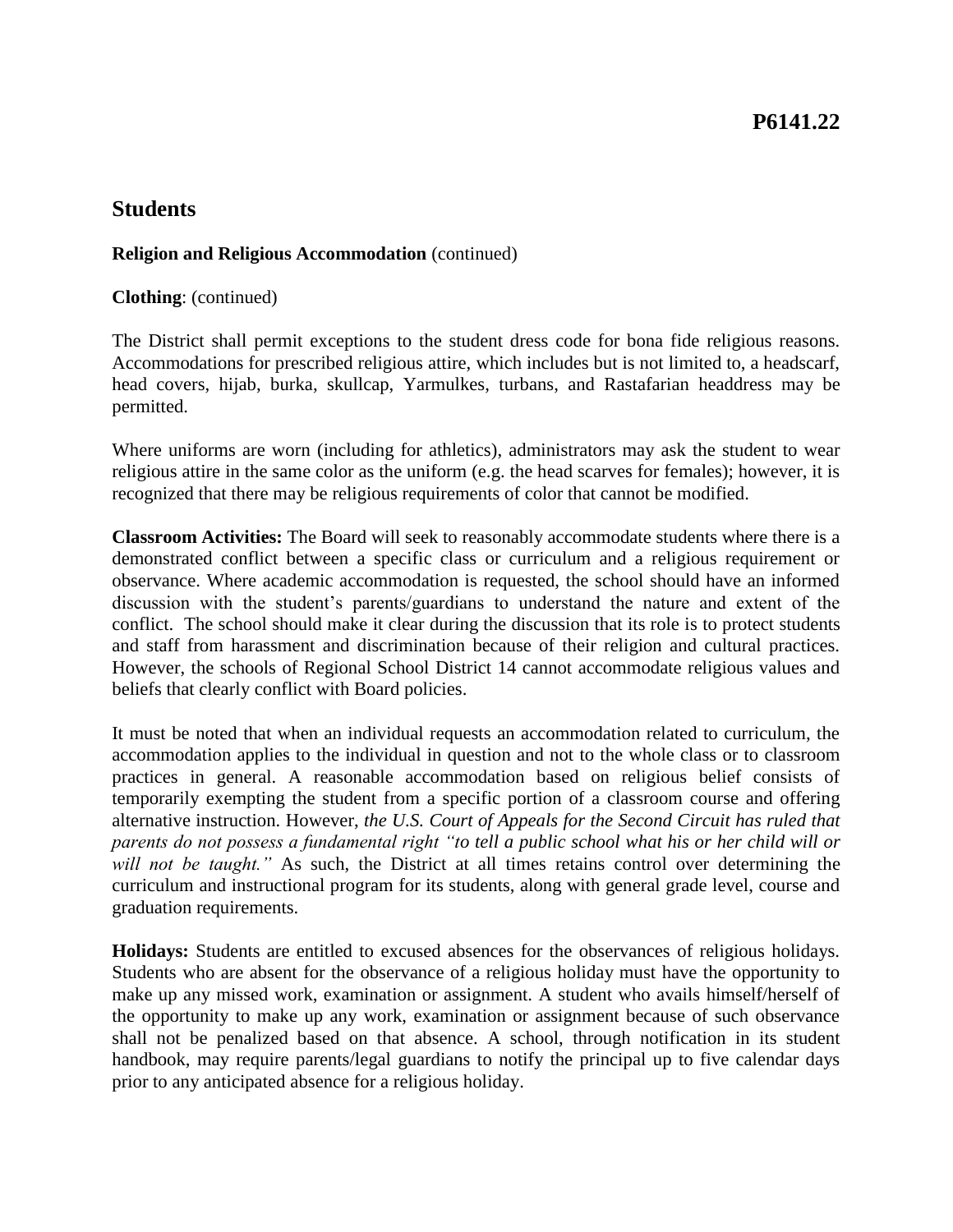# Students

**Religion and Religious Accommodation** (continued)

**Clothing**: (continued)

The District shall permit exceptions to the student dress code for bona fide religious reasons. Accommodations for prescribed religious attire, which includes but is not limited to, a headscarf, head covers, hijab, burka, skullcap, Yarmulkes, turbans, and Rastafarian headdress may be permitted.

Where uniforms are worn (including for athletics), administrators may ask the student to wear religious attire in the same color as the uniform (e.g. the head scarves for females); however, it is recognized that there may be religious requirements of color that cannot be modified.

**Classroom Activities:** The Board will seek to reasonably accommodate students where there is a demonstrated conflict between a specific class or curriculum and a religious requirement or observance. Where academic accommodation is requested, the school should have an informed discussion with the student's parents/guardians to understand the nature and extent of the conflict. The school should make it clear during the discussion that its role is to protect students and staff from harassment and discrimination because of their religion and cultural practices. However, the schools of Regional School District 14 cannot accommodate religious values and beliefs that clearly conflict with Board policies.

It must be noted that when an individual requests an accommodation related to curriculum, the accommodation applies to the individual in question and not to the whole class or to classroom practices in general. A reasonable accommodation based on religious belief consists of temporarily exempting the student from a specific portion of a classroom course and offering alternative instruction. However, *the U.S. Court of Appeals for the Second Circuit has ruled that parents do not possess a fundamental right "to tell a public school what his or her child will or will not be taught."* As such, the District at all times retains control over determining the curriculum and instructional program for its students, along with general grade level, course and graduation requirements.

**Holidays:** Students are entitled to excused absences for the observances of religious holidays. Students who are absent for the observance of a religious holiday must have the opportunity to make up any missed work, examination or assignment. A student who avails himself/herself of the opportunity to make up any work, examination or assignment because of such observance shall not be penalized based on that absence. A school, through notification in its student handbook, may require parents/legal guardians to notify the principal up to five calendar days prior to any anticipated absence for a religious holiday.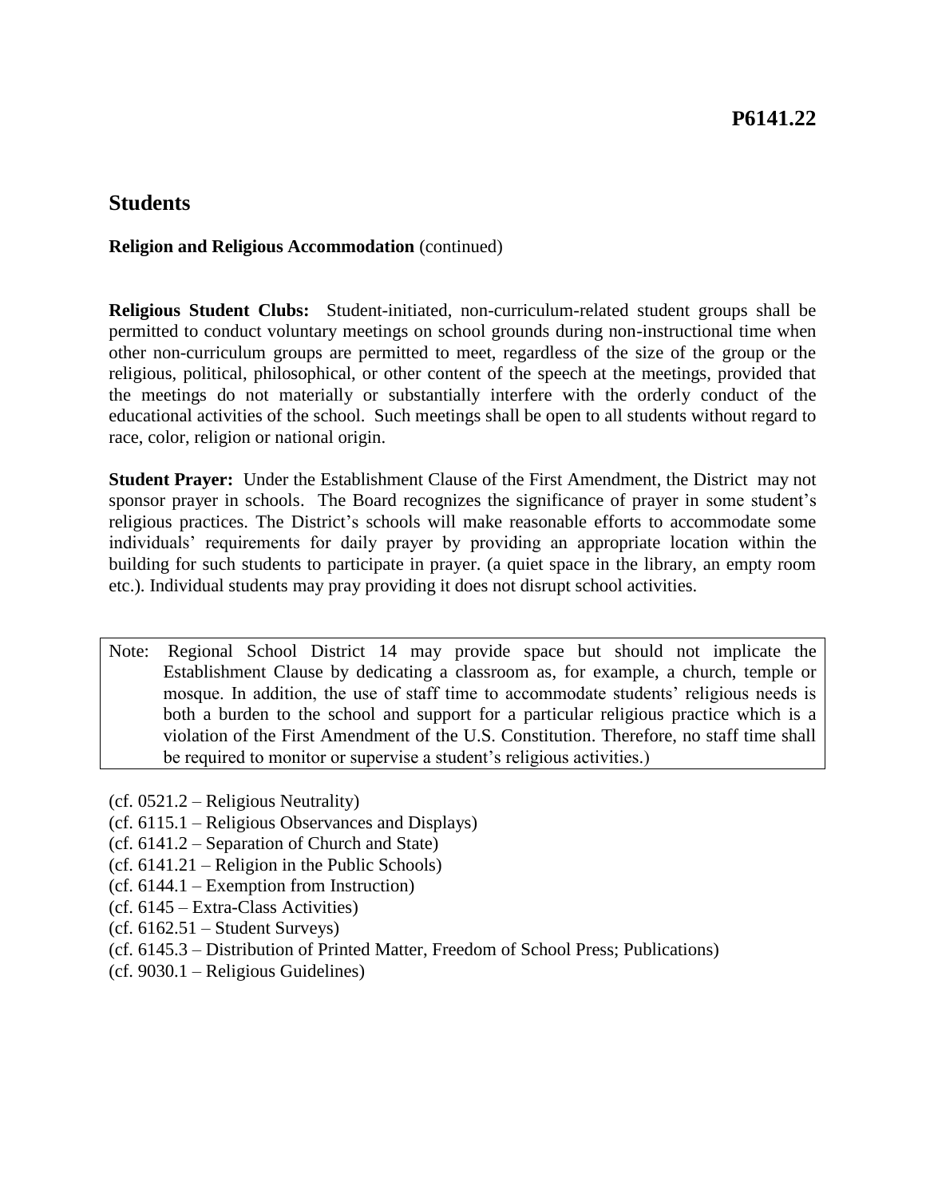## Students

**Religion and Religious Accommodation** (continued)

**Religious Student Clubs:** Student-initiated, non-curriculum-related student groups shall be permitted to conduct voluntary meetings on school grounds during non-instructional time when other non-curriculum groups are permitted to meet, regardless of the size of the group or the religious, political, philosophical, or other content of the speech at the meetings, provided that the meetings do not materially or substantially interfere with the orderly conduct of the educational activities of the school. Such meetings shall be open to all students without regard to race, color, religion or national origin.

**Student Prayer:** Under the Establishment Clause of the First Amendment, the District may not sponsor prayer in schools. The Board recognizes the significance of prayer in some student's religious practices. The District's schools will make reasonable efforts to accommodate some individuals' requirements for daily prayer by providing an appropriate location within the building for such students to participate in prayer. (a quiet space in the library, an empty room etc.). Individual students may pray providing it does not disrupt school activities.

> Note: Regional School District 14 may provide space but should not implicate the Establishment Clause by dedicating a classroom as, for example, a church, temple or mosque. In addition, the use of staff time to accommodate students' religious needs is both a burden to the school and support for a particular religious practice which is a violation of the First Amendment of the U.S. Constitution. Therefore, no staff time shall be required to monitor or supervise a student's religious activities.)

(cf. 0521.2 – Religious Neutrality)
(cf. 6115.1 – Religious Observances and Displays)
(cf. 6141.2 – Separation of Church and State)
(cf. 6141.21 – Religion in the Public Schools)
(cf. 6144.1 – Exemption from Instruction)
(cf. 6145 – Extra-Class Activities)
(cf. 6162.51 – Student Surveys)
(cf. 6145.3 – Distribution of Printed Matter, Freedom of School Press; Publications)
(cf. 9030.1 – Religious Guidelines)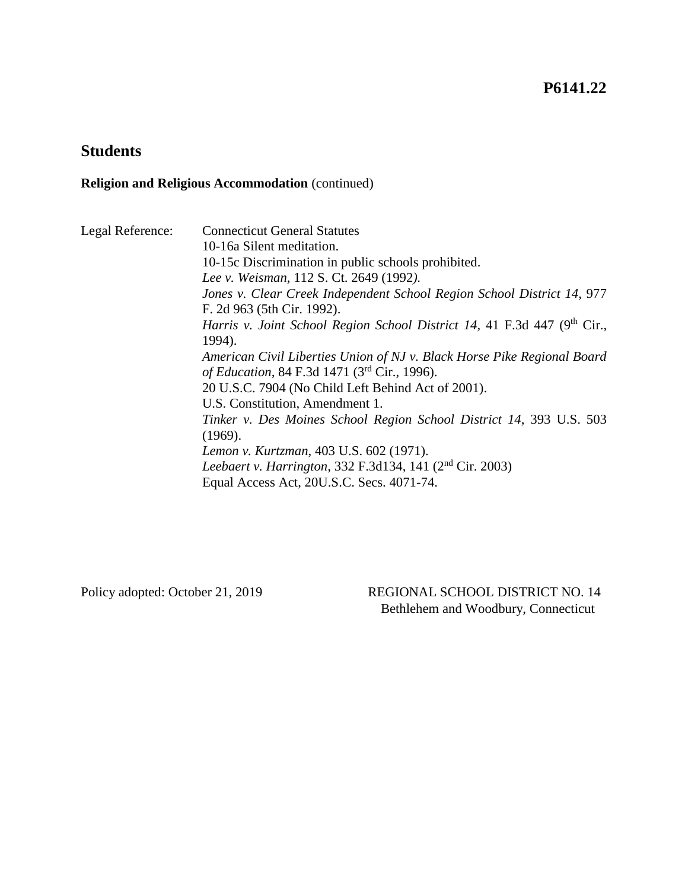**P6141.22**

## Students

**Religion and Religious Accommodation** (continued)

Legal Reference: Connecticut General Statutes

10-16a Silent meditation.

10-15c Discrimination in public schools prohibited.

*Lee v. Weisman,* 112 S. Ct. 2649 (1992*).*

*Jones v. Clear Creek Independent School Region School District 14*, 977 F. 2d 963 (5th Cir. 1992).

*Harris v. Joint School Region School District 14*, 41 F.3d 447 (9th Cir., 1994).

*American Civil Liberties Union of NJ v. Black Horse Pike Regional Board of Education*, 84 F.3d 1471 (3rd Cir., 1996).

20 U.S.C. 7904 (No Child Left Behind Act of 2001).

U.S. Constitution, Amendment 1.

*Tinker v. Des Moines School Region School District 14*, 393 U.S. 503 (1969).

*Lemon v. Kurtzman*, 403 U.S. 602 (1971).

*Leebaert v. Harrington,* 332 F.3d134, 141 (2nd Cir. 2003)

Equal Access Act, 20U.S.C. Secs. 4071-74.

Policy adopted: October 21, 2019

REGIONAL SCHOOL DISTRICT NO. 14
Bethlehem and Woodbury, Connecticut